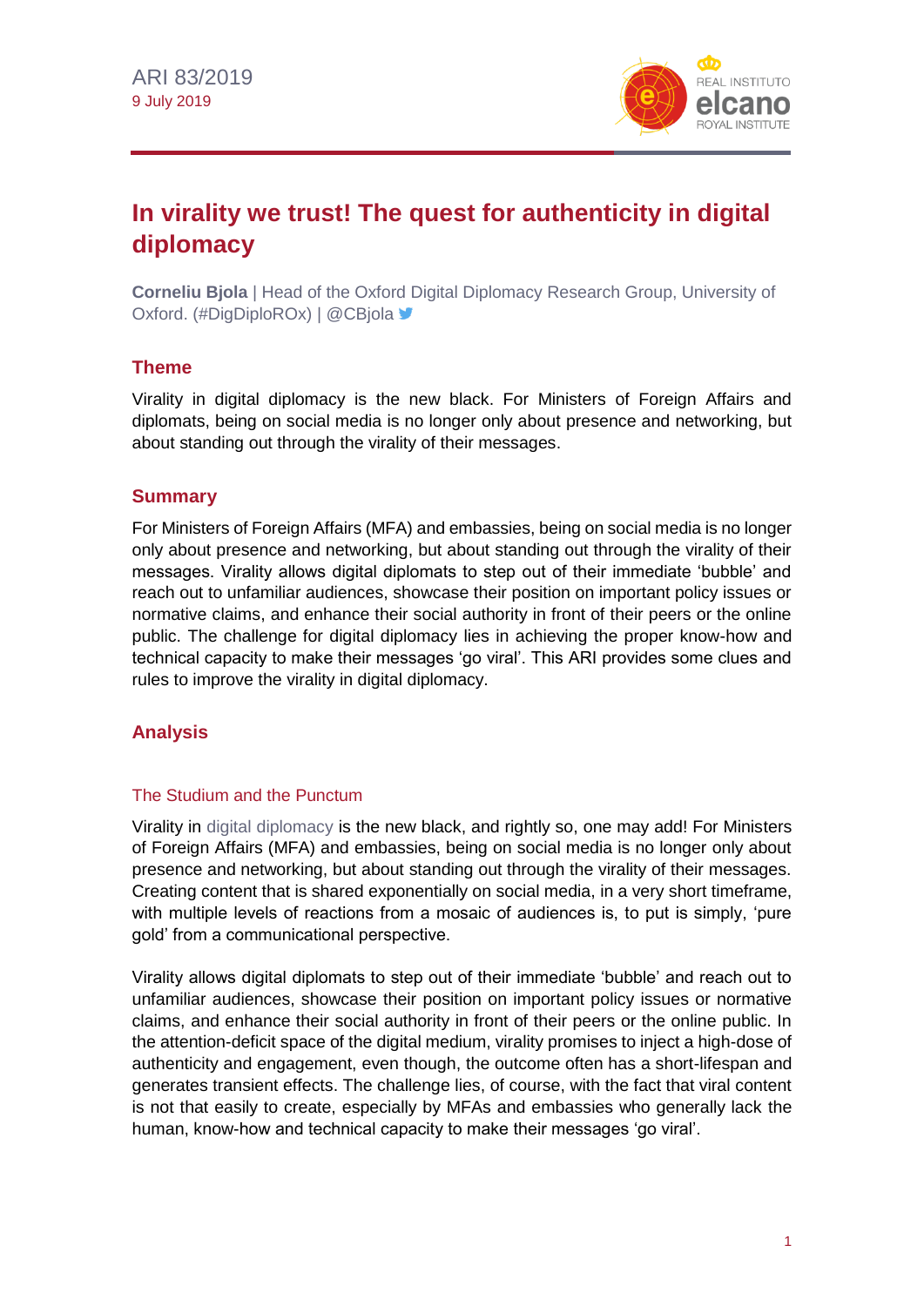ARI 83/2019
9 July 2019

# In virality we trust! The quest for authenticity in digital diplomacy

**Corneliu Bjola** | Head of the Oxford Digital Diplomacy Research Group, University of Oxford. (#DigDiploROx) | @CBjola

## Theme

Virality in digital diplomacy is the new black. For Ministers of Foreign Affairs and diplomats, being on social media is no longer only about presence and networking, but about standing out through the virality of their messages.

## Summary

For Ministers of Foreign Affairs (MFA) and embassies, being on social media is no longer only about presence and networking, but about standing out through the virality of their messages. Virality allows digital diplomats to step out of their immediate 'bubble' and reach out to unfamiliar audiences, showcase their position on important policy issues or normative claims, and enhance their social authority in front of their peers or the online public. The challenge for digital diplomacy lies in achieving the proper know-how and technical capacity to make their messages 'go viral'. This ARI provides some clues and rules to improve the virality in digital diplomacy.

## Analysis

### The Studium and the Punctum

Virality in digital diplomacy is the new black, and rightly so, one may add! For Ministers of Foreign Affairs (MFA) and embassies, being on social media is no longer only about presence and networking, but about standing out through the virality of their messages. Creating content that is shared exponentially on social media, in a very short timeframe, with multiple levels of reactions from a mosaic of audiences is, to put is simply, 'pure gold' from a communicational perspective.

Virality allows digital diplomats to step out of their immediate 'bubble' and reach out to unfamiliar audiences, showcase their position on important policy issues or normative claims, and enhance their social authority in front of their peers or the online public. In the attention-deficit space of the digital medium, virality promises to inject a high-dose of authenticity and engagement, even though, the outcome often has a short-lifespan and generates transient effects. The challenge lies, of course, with the fact that viral content is not that easily to create, especially by MFAs and embassies who generally lack the human, know-how and technical capacity to make their messages 'go viral'.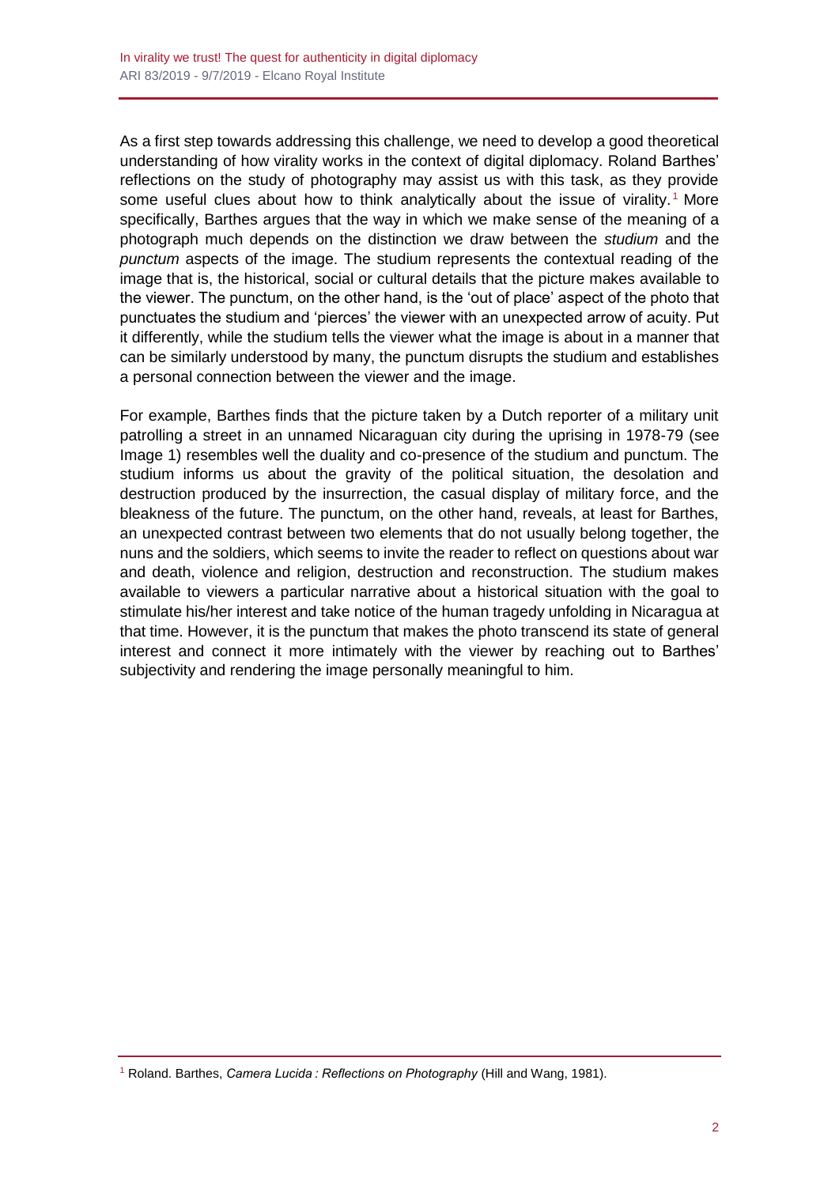As a first step towards addressing this challenge, we need to develop a good theoretical understanding of how virality works in the context of digital diplomacy. Roland Barthes' reflections on the study of photography may assist us with this task, as they provide some useful clues about how to think analytically about the issue of virality.[1] More specifically, Barthes argues that the way in which we make sense of the meaning of a photograph much depends on the distinction we draw between the *studium* and the *punctum* aspects of the image. The studium represents the contextual reading of the image that is, the historical, social or cultural details that the picture makes available to the viewer. The punctum, on the other hand, is the 'out of place' aspect of the photo that punctuates the studium and 'pierces' the viewer with an unexpected arrow of acuity. Put it differently, while the studium tells the viewer what the image is about in a manner that can be similarly understood by many, the punctum disrupts the studium and establishes a personal connection between the viewer and the image.

For example, Barthes finds that the picture taken by a Dutch reporter of a military unit patrolling a street in an unnamed Nicaraguan city during the uprising in 1978-79 (see Image 1) resembles well the duality and co-presence of the studium and punctum. The studium informs us about the gravity of the political situation, the desolation and destruction produced by the insurrection, the casual display of military force, and the bleakness of the future. The punctum, on the other hand, reveals, at least for Barthes, an unexpected contrast between two elements that do not usually belong together, the nuns and the soldiers, which seems to invite the reader to reflect on questions about war and death, violence and religion, destruction and reconstruction. The studium makes available to viewers a particular narrative about a historical situation with the goal to stimulate his/her interest and take notice of the human tragedy unfolding in Nicaragua at that time. However, it is the punctum that makes the photo transcend its state of general interest and connect it more intimately with the viewer by reaching out to Barthes' subjectivity and rendering the image personally meaningful to him.

[1] Roland. Barthes, *Camera Lucida : Reflections on Photography* (Hill and Wang, 1981).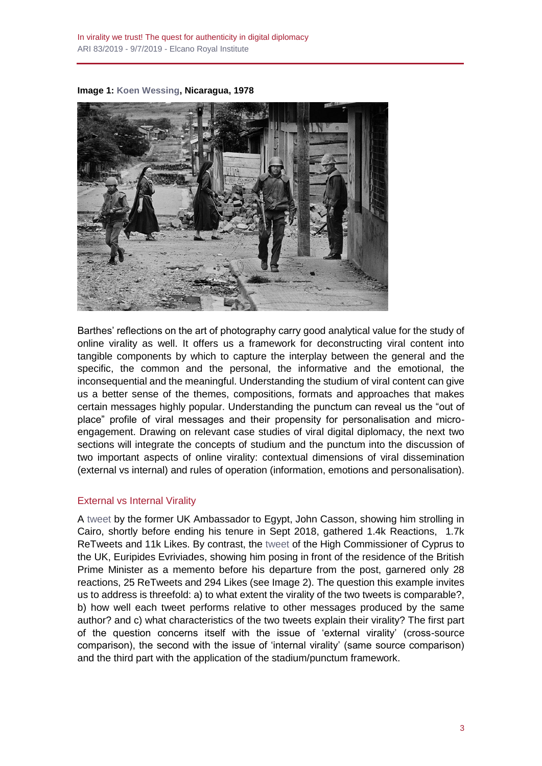**Image 1: Koen Wessing, Nicaragua, 1978**

Barthes' reflections on the art of photography carry good analytical value for the study of online virality as well. It offers us a framework for deconstructing viral content into tangible components by which to capture the interplay between the general and the specific, the common and the personal, the informative and the emotional, the inconsequential and the meaningful. Understanding the studium of viral content can give us a better sense of the themes, compositions, formats and approaches that makes certain messages highly popular. Understanding the punctum can reveal us the "out of place" profile of viral messages and their propensity for personalisation and micro-engagement. Drawing on relevant case studies of viral digital diplomacy, the next two sections will integrate the concepts of studium and the punctum into the discussion of two important aspects of online virality: contextual dimensions of viral dissemination (external vs internal) and rules of operation (information, emotions and personalisation).

## External vs Internal Virality

A tweet by the former UK Ambassador to Egypt, John Casson, showing him strolling in Cairo, shortly before ending his tenure in Sept 2018, gathered 1.4k Reactions, 1.7k ReTweets and 11k Likes. By contrast, the tweet of the High Commissioner of Cyprus to the UK, Euripides Evriviades, showing him posing in front of the residence of the British Prime Minister as a memento before his departure from the post, garnered only 28 reactions, 25 ReTweets and 294 Likes (see Image 2). The question this example invites us to address is threefold: a) to what extent the virality of the two tweets is comparable?, b) how well each tweet performs relative to other messages produced by the same author? and c) what characteristics of the two tweets explain their virality? The first part of the question concerns itself with the issue of 'external virality' (cross-source comparison), the second with the issue of 'internal virality' (same source comparison) and the third part with the application of the stadium/punctum framework.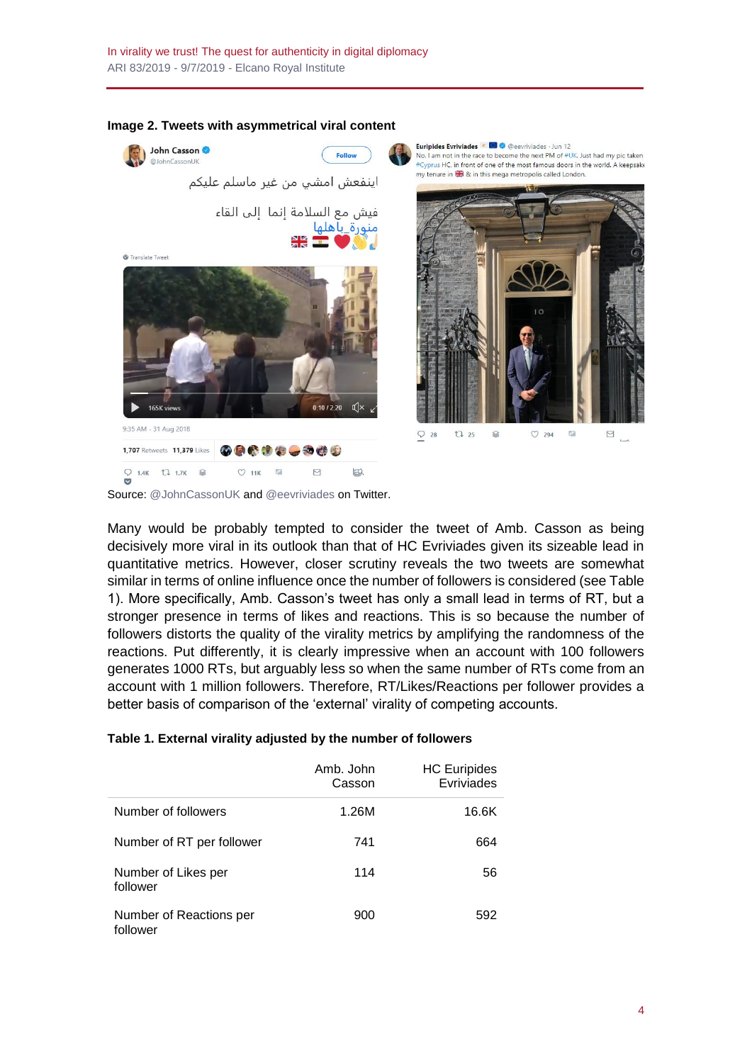**Image 2. Tweets with asymmetrical viral content**

Source: @JohnCassonUK and @eevriviades on Twitter.

Many would be probably tempted to consider the tweet of Amb. Casson as being decisively more viral in its outlook than that of HC Evriviades given its sizeable lead in quantitative metrics. However, closer scrutiny reveals the two tweets are somewhat similar in terms of online influence once the number of followers is considered (see Table 1). More specifically, Amb. Casson's tweet has only a small lead in terms of RT, but a stronger presence in terms of likes and reactions. This is so because the number of followers distorts the quality of the virality metrics by amplifying the randomness of the reactions. Put differently, it is clearly impressive when an account with 100 followers generates 1000 RTs, but arguably less so when the same number of RTs come from an account with 1 million followers. Therefore, RT/Likes/Reactions per follower provides a better basis of comparison of the 'external' virality of competing accounts.

**Table 1. External virality adjusted by the number of followers**

| | Amb. John Casson | HC Euripides Evriviades |
|---|---|---|
| Number of followers | 1.26M | 16.6K |
| Number of RT per follower | 741 | 664 |
| Number of Likes per follower | 114 | 56 |
| Number of Reactions per follower | 900 | 592 |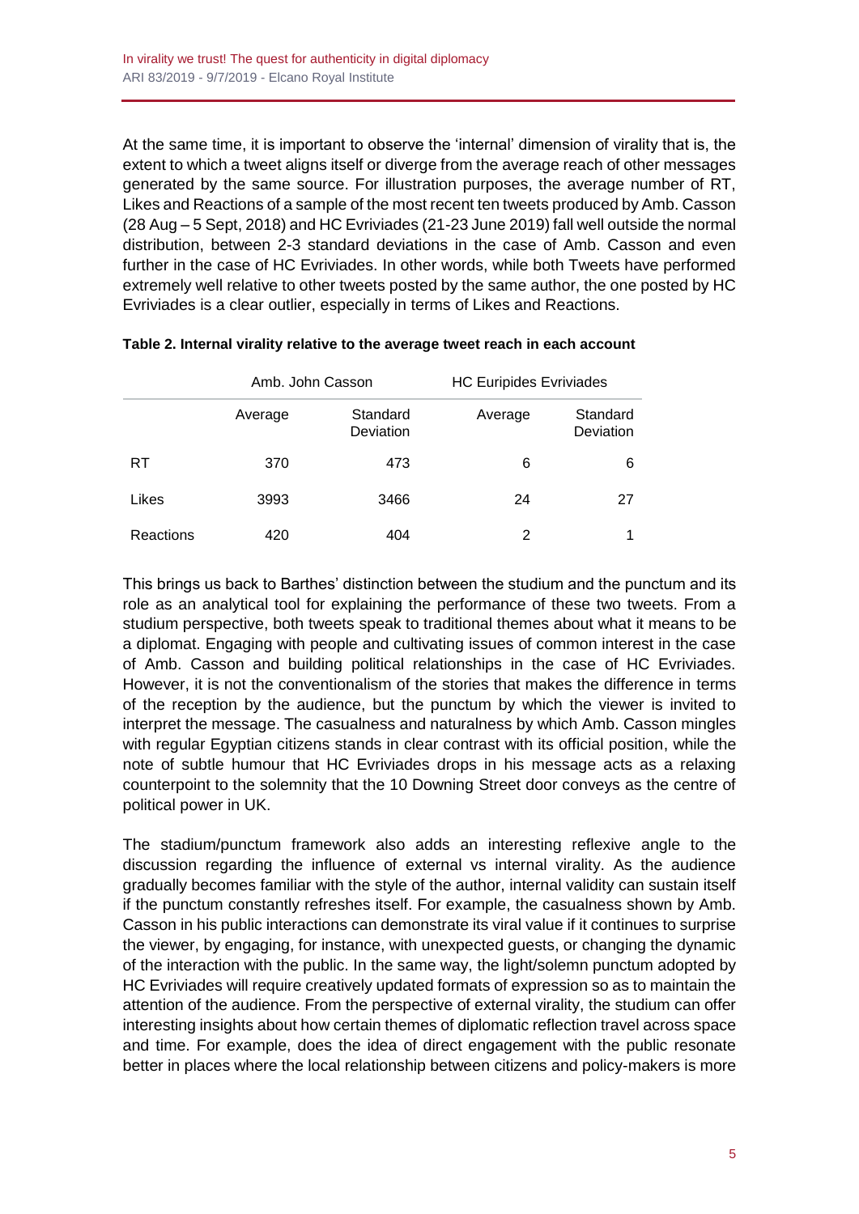At the same time, it is important to observe the 'internal' dimension of virality that is, the extent to which a tweet aligns itself or diverge from the average reach of other messages generated by the same source. For illustration purposes, the average number of RT, Likes and Reactions of a sample of the most recent ten tweets produced by Amb. Casson (28 Aug – 5 Sept, 2018) and HC Evriviades (21-23 June 2019) fall well outside the normal distribution, between 2-3 standard deviations in the case of Amb. Casson and even further in the case of HC Evriviades. In other words, while both Tweets have performed extremely well relative to other tweets posted by the same author, the one posted by HC Evriviades is a clear outlier, especially in terms of Likes and Reactions.

**Table 2. Internal virality relative to the average tweet reach in each account**

| | Amb. John Casson | | HC Euripides Evriviades | |
|---|---|---|---|---|
| | Average | Standard Deviation | Average | Standard Deviation |
| RT | 370 | 473 | 6 | 6 |
| Likes | 3993 | 3466 | 24 | 27 |
| Reactions | 420 | 404 | 2 | 1 |

This brings us back to Barthes' distinction between the studium and the punctum and its role as an analytical tool for explaining the performance of these two tweets. From a studium perspective, both tweets speak to traditional themes about what it means to be a diplomat. Engaging with people and cultivating issues of common interest in the case of Amb. Casson and building political relationships in the case of HC Evriviades. However, it is not the conventionalism of the stories that makes the difference in terms of the reception by the audience, but the punctum by which the viewer is invited to interpret the message. The casualness and naturalness by which Amb. Casson mingles with regular Egyptian citizens stands in clear contrast with its official position, while the note of subtle humour that HC Evriviades drops in his message acts as a relaxing counterpoint to the solemnity that the 10 Downing Street door conveys as the centre of political power in UK.

The stadium/punctum framework also adds an interesting reflexive angle to the discussion regarding the influence of external vs internal virality. As the audience gradually becomes familiar with the style of the author, internal validity can sustain itself if the punctum constantly refreshes itself. For example, the casualness shown by Amb. Casson in his public interactions can demonstrate its viral value if it continues to surprise the viewer, by engaging, for instance, with unexpected guests, or changing the dynamic of the interaction with the public. In the same way, the light/solemn punctum adopted by HC Evriviades will require creatively updated formats of expression so as to maintain the attention of the audience. From the perspective of external virality, the studium can offer interesting insights about how certain themes of diplomatic reflection travel across space and time. For example, does the idea of direct engagement with the public resonate better in places where the local relationship between citizens and policy-makers is more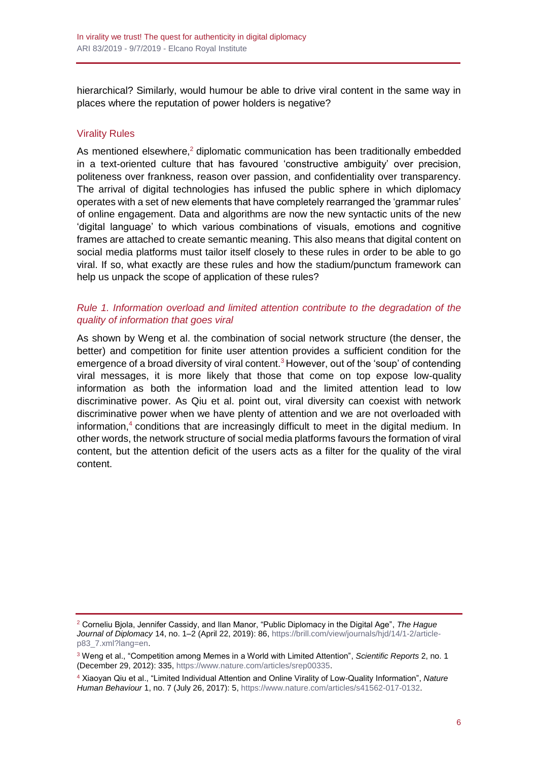hierarchical? Similarly, would humour be able to drive viral content in the same way in places where the reputation of power holders is negative?

## Virality Rules

As mentioned elsewhere,[2] diplomatic communication has been traditionally embedded in a text-oriented culture that has favoured 'constructive ambiguity' over precision, politeness over frankness, reason over passion, and confidentiality over transparency. The arrival of digital technologies has infused the public sphere in which diplomacy operates with a set of new elements that have completely rearranged the 'grammar rules' of online engagement. Data and algorithms are now the new syntactic units of the new 'digital language' to which various combinations of visuals, emotions and cognitive frames are attached to create semantic meaning. This also means that digital content on social media platforms must tailor itself closely to these rules in order to be able to go viral. If so, what exactly are these rules and how the stadium/punctum framework can help us unpack the scope of application of these rules?

### *Rule 1. Information overload and limited attention contribute to the degradation of the quality of information that goes viral*

As shown by Weng et al. the combination of social network structure (the denser, the better) and competition for finite user attention provides a sufficient condition for the emergence of a broad diversity of viral content.[3] However, out of the 'soup' of contending viral messages, it is more likely that those that come on top expose low-quality information as both the information load and the limited attention lead to low discriminative power. As Qiu et al. point out, viral diversity can coexist with network discriminative power when we have plenty of attention and we are not overloaded with information,[4] conditions that are increasingly difficult to meet in the digital medium. In other words, the network structure of social media platforms favours the formation of viral content, but the attention deficit of the users acts as a filter for the quality of the viral content.

---

[2] Corneliu Bjola, Jennifer Cassidy, and Ilan Manor, "Public Diplomacy in the Digital Age", *The Hague Journal of Diplomacy* 14, no. 1–2 (April 22, 2019): 86, https://brill.com/view/journals/hjd/14/1-2/article-p83_7.xml?lang=en.

[3] Weng et al., "Competition among Memes in a World with Limited Attention", *Scientific Reports* 2, no. 1 (December 29, 2012): 335, https://www.nature.com/articles/srep00335.

[4] Xiaoyan Qiu et al., "Limited Individual Attention and Online Virality of Low-Quality Information", *Nature Human Behaviour* 1, no. 7 (July 26, 2017): 5, https://www.nature.com/articles/s41562-017-0132.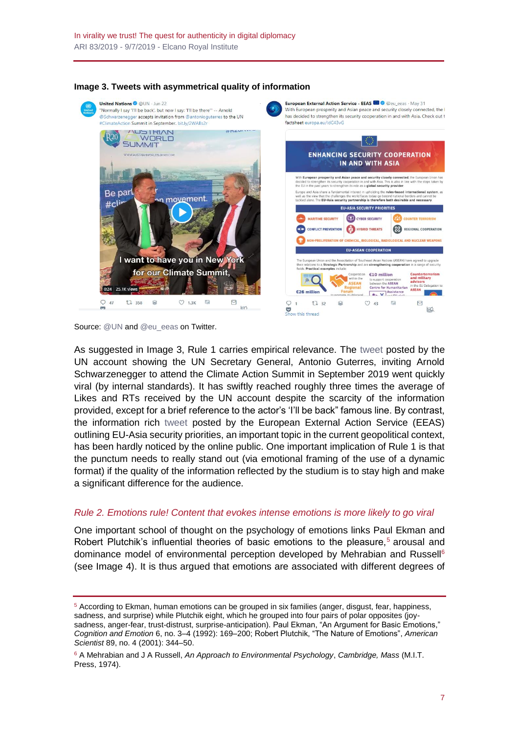**Image 3. Tweets with asymmetrical quality of information**

Source: @UN and @eu_eeas on Twitter.

As suggested in Image 3, Rule 1 carries empirical relevance. The tweet posted by the UN account showing the UN Secretary General, Antonio Guterres, inviting Arnold Schwarzenegger to attend the Climate Action Summit in September 2019 went quickly viral (by internal standards). It has swiftly reached roughly three times the average of Likes and RTs received by the UN account despite the scarcity of the information provided, except for a brief reference to the actor's 'I'll be back" famous line. By contrast, the information rich tweet posted by the European External Action Service (EEAS) outlining EU-Asia security priorities, an important topic in the current geopolitical context, has been hardly noticed by the online public. One important implication of Rule 1 is that the punctum needs to really stand out (via emotional framing of the use of a dynamic format) if the quality of the information reflected by the studium is to stay high and make a significant difference for the audience.

*Rule 2. Emotions rule! Content that evokes intense emotions is more likely to go viral*

One important school of thought on the psychology of emotions links Paul Ekman and Robert Plutchik's influential theories of basic emotions to the pleasure,[5] arousal and dominance model of environmental perception developed by Mehrabian and Russell[6] (see Image 4). It is thus argued that emotions are associated with different degrees of

---

[5] According to Ekman, human emotions can be grouped in six families (anger, disgust, fear, happiness, sadness, and surprise) while Plutchik eight, which he grouped into four pairs of polar opposites (joy-sadness, anger-fear, trust-distrust, surprise-anticipation). Paul Ekman, "An Argument for Basic Emotions," *Cognition and Emotion* 6, no. 3–4 (1992): 169–200; Robert Plutchik, "The Nature of Emotions", *American Scientist* 89, no. 4 (2001): 344–50.

[6] A Mehrabian and J A Russell, *An Approach to Environmental Psychology*, *Cambridge, Mass* (M.I.T. Press, 1974).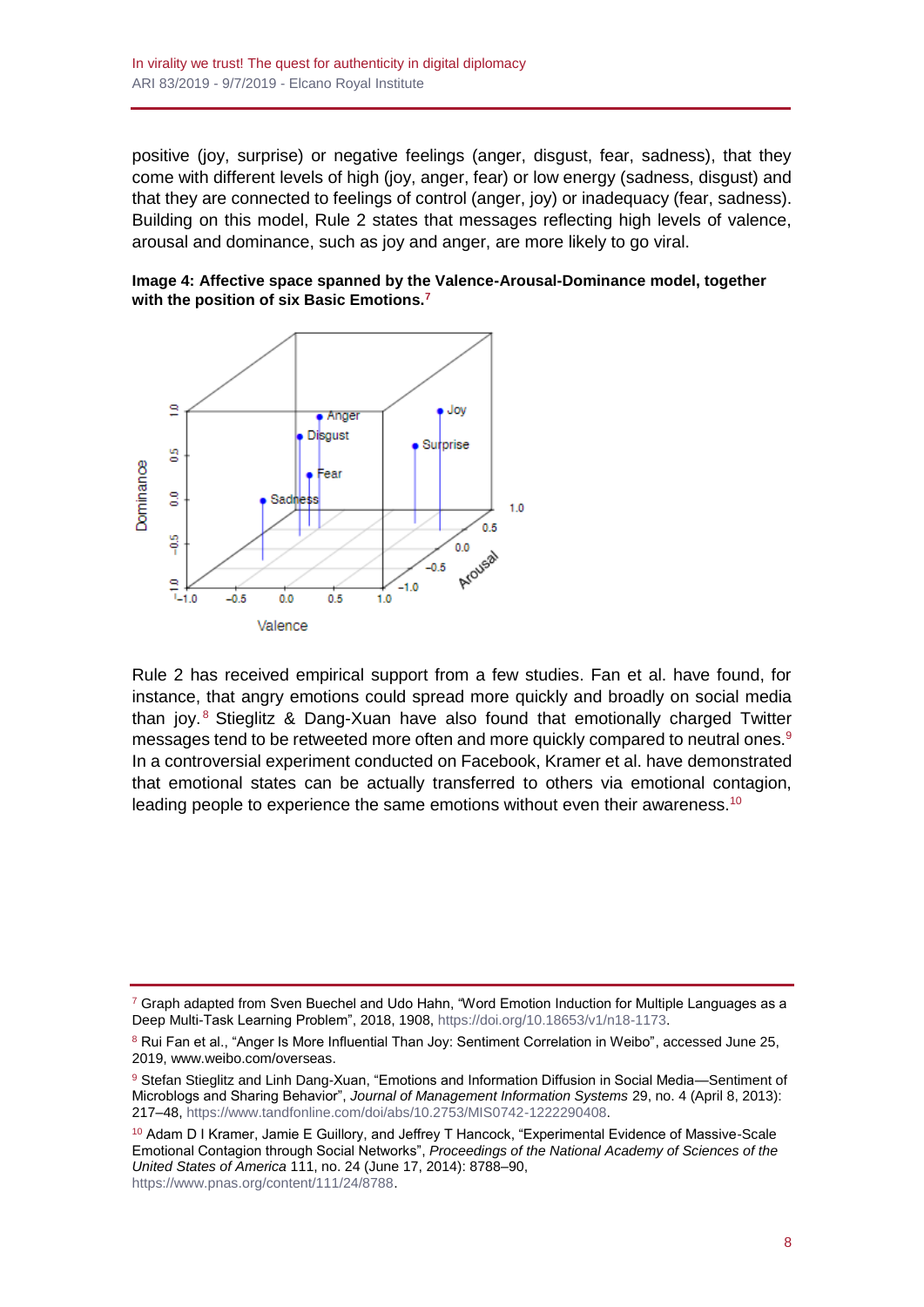positive (joy, surprise) or negative feelings (anger, disgust, fear, sadness), that they come with different levels of high (joy, anger, fear) or low energy (sadness, disgust) and that they are connected to feelings of control (anger, joy) or inadequacy (fear, sadness). Building on this model, Rule 2 states that messages reflecting high levels of valence, arousal and dominance, such as joy and anger, are more likely to go viral.

**Image 4: Affective space spanned by the Valence-Arousal-Dominance model, together with the position of six Basic Emotions.**[7]

Rule 2 has received empirical support from a few studies. Fan et al. have found, for instance, that angry emotions could spread more quickly and broadly on social media than joy.[8] Stieglitz & Dang-Xuan have also found that emotionally charged Twitter messages tend to be retweeted more often and more quickly compared to neutral ones.[9] In a controversial experiment conducted on Facebook, Kramer et al. have demonstrated that emotional states can be actually transferred to others via emotional contagion, leading people to experience the same emotions without even their awareness.[10]

---

[7] Graph adapted from Sven Buechel and Udo Hahn, "Word Emotion Induction for Multiple Languages as a Deep Multi-Task Learning Problem", 2018, 1908, https://doi.org/10.18653/v1/n18-1173.

[8] Rui Fan et al., "Anger Is More Influential Than Joy: Sentiment Correlation in Weibo", accessed June 25, 2019, www.weibo.com/overseas.

[9] Stefan Stieglitz and Linh Dang-Xuan, "Emotions and Information Diffusion in Social Media—Sentiment of Microblogs and Sharing Behavior", *Journal of Management Information Systems* 29, no. 4 (April 8, 2013): 217–48, https://www.tandfonline.com/doi/abs/10.2753/MIS0742-1222290408.

[10] Adam D I Kramer, Jamie E Guillory, and Jeffrey T Hancock, "Experimental Evidence of Massive-Scale Emotional Contagion through Social Networks", *Proceedings of the National Academy of Sciences of the United States of America* 111, no. 24 (June 17, 2014): 8788–90, https://www.pnas.org/content/111/24/8788.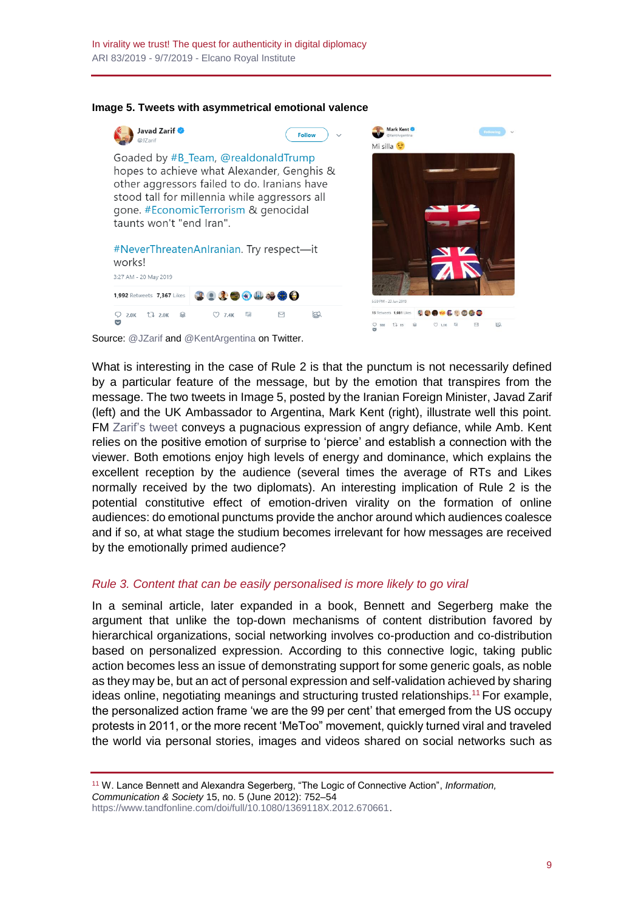**Image 5. Tweets with asymmetrical emotional valence**

Source: @JZarif and @KentArgentina on Twitter.

What is interesting in the case of Rule 2 is that the punctum is not necessarily defined by a particular feature of the message, but by the emotion that transpires from the message. The two tweets in Image 5, posted by the Iranian Foreign Minister, Javad Zarif (left) and the UK Ambassador to Argentina, Mark Kent (right), illustrate well this point. FM Zarif's tweet conveys a pugnacious expression of angry defiance, while Amb. Kent relies on the positive emotion of surprise to 'pierce' and establish a connection with the viewer. Both emotions enjoy high levels of energy and dominance, which explains the excellent reception by the audience (several times the average of RTs and Likes normally received by the two diplomats). An interesting implication of Rule 2 is the potential constitutive effect of emotion-driven virality on the formation of online audiences: do emotional punctums provide the anchor around which audiences coalesce and if so, at what stage the studium becomes irrelevant for how messages are received by the emotionally primed audience?

### *Rule 3. Content that can be easily personalised is more likely to go viral*

In a seminal article, later expanded in a book, Bennett and Segerberg make the argument that unlike the top-down mechanisms of content distribution favored by hierarchical organizations, social networking involves co-production and co-distribution based on personalized expression. According to this connective logic, taking public action becomes less an issue of demonstrating support for some generic goals, as noble as they may be, but an act of personal expression and self-validation achieved by sharing ideas online, negotiating meanings and structuring trusted relationships.[11] For example, the personalized action frame 'we are the 99 per cent' that emerged from the US occupy protests in 2011, or the more recent 'MeToo" movement, quickly turned viral and traveled the world via personal stories, images and videos shared on social networks such as

---

[11] W. Lance Bennett and Alexandra Segerberg, "The Logic of Connective Action", *Information, Communication & Society* 15, no. 5 (June 2012): 752–54 https://www.tandfonline.com/doi/full/10.1080/1369118X.2012.670661.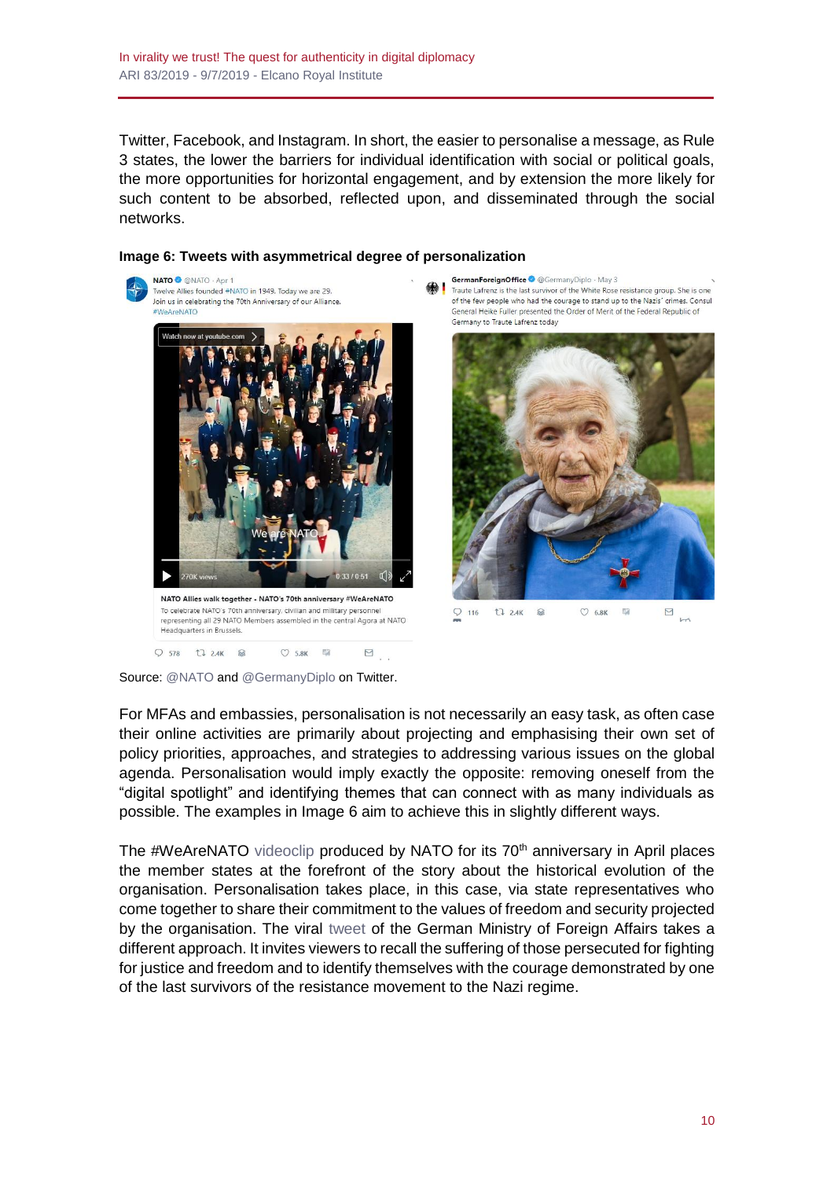Twitter, Facebook, and Instagram. In short, the easier to personalise a message, as Rule 3 states, the lower the barriers for individual identification with social or political goals, the more opportunities for horizontal engagement, and by extension the more likely for such content to be absorbed, reflected upon, and disseminated through the social networks.

**Image 6: Tweets with asymmetrical degree of personalization**

Source: @NATO and @GermanyDiplo on Twitter.

For MFAs and embassies, personalisation is not necessarily an easy task, as often case their online activities are primarily about projecting and emphasising their own set of policy priorities, approaches, and strategies to addressing various issues on the global agenda. Personalisation would imply exactly the opposite: removing oneself from the "digital spotlight" and identifying themes that can connect with as many individuals as possible. The examples in Image 6 aim to achieve this in slightly different ways.

The #WeAreNATO videoclip produced by NATO for its 70th anniversary in April places the member states at the forefront of the story about the historical evolution of the organisation. Personalisation takes place, in this case, via state representatives who come together to share their commitment to the values of freedom and security projected by the organisation. The viral tweet of the German Ministry of Foreign Affairs takes a different approach. It invites viewers to recall the suffering of those persecuted for fighting for justice and freedom and to identify themselves with the courage demonstrated by one of the last survivors of the resistance movement to the Nazi regime.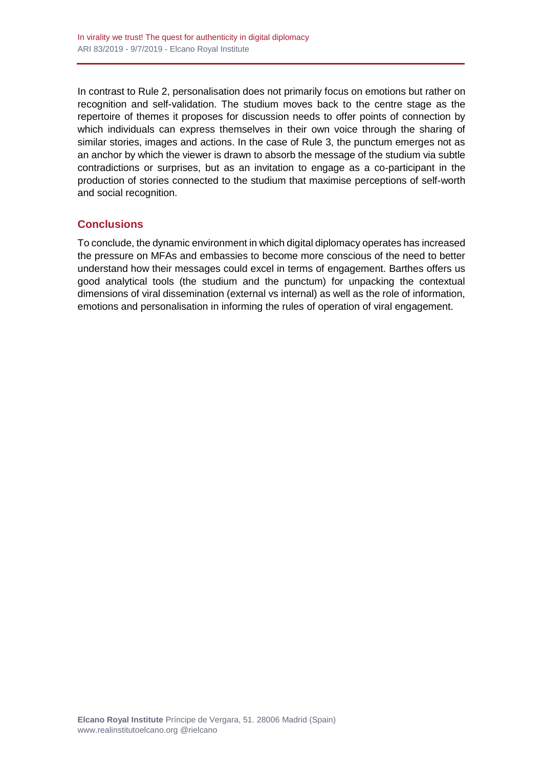In contrast to Rule 2, personalisation does not primarily focus on emotions but rather on recognition and self-validation. The studium moves back to the centre stage as the repertoire of themes it proposes for discussion needs to offer points of connection by which individuals can express themselves in their own voice through the sharing of similar stories, images and actions. In the case of Rule 3, the punctum emerges not as an anchor by which the viewer is drawn to absorb the message of the studium via subtle contradictions or surprises, but as an invitation to engage as a co-participant in the production of stories connected to the studium that maximise perceptions of self-worth and social recognition.

## Conclusions

To conclude, the dynamic environment in which digital diplomacy operates has increased the pressure on MFAs and embassies to become more conscious of the need to better understand how their messages could excel in terms of engagement. Barthes offers us good analytical tools (the studium and the punctum) for unpacking the contextual dimensions of viral dissemination (external vs internal) as well as the role of information, emotions and personalisation in informing the rules of operation of viral engagement.